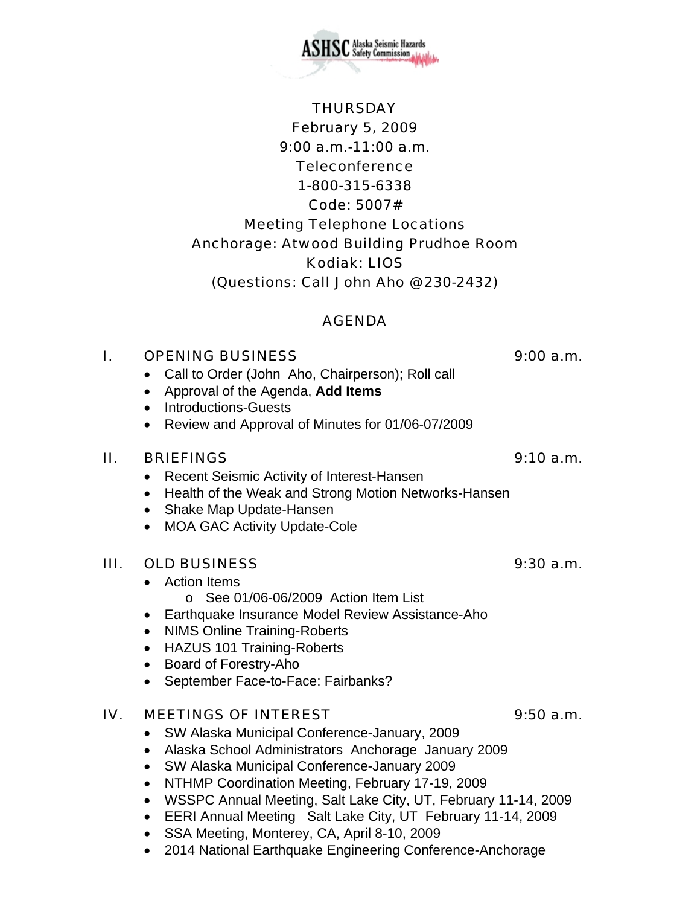ASHSC Alaska Seismic Hazards Safety Commission

THURSDAY
February 5, 2009
9:00 a.m.-11:00 a.m.
Teleconference
1-800-315-6338
Code: 5007#
Meeting Telephone Locations
Anchorage: Atwood Building Prudhoe Room
Kodiak: LIOS
(Questions: Call John Aho @230-2432)

## AGENDA

### I. OPENING BUSINESS — 9:00 a.m.

- Call to Order (John Aho, Chairperson); Roll call
- Approval of the Agenda, **Add Items**
- Introductions-Guests
- Review and Approval of Minutes for 01/06-07/2009

### II. BRIEFINGS — 9:10 a.m.

- Recent Seismic Activity of Interest-Hansen
- Health of the Weak and Strong Motion Networks-Hansen
- Shake Map Update-Hansen
- MOA GAC Activity Update-Cole

### III. OLD BUSINESS — 9:30 a.m.

- Action Items
    - See 01/06-06/2009 Action Item List
- Earthquake Insurance Model Review Assistance-Aho
- NIMS Online Training-Roberts
- HAZUS 101 Training-Roberts
- Board of Forestry-Aho
- September Face-to-Face: Fairbanks?

### IV. MEETINGS OF INTEREST — 9:50 a.m.

- SW Alaska Municipal Conference-January, 2009
- Alaska School Administrators Anchorage January 2009
- SW Alaska Municipal Conference-January 2009
- NTHMP Coordination Meeting, February 17-19, 2009
- WSSPC Annual Meeting, Salt Lake City, UT, February 11-14, 2009
- EERI Annual Meeting Salt Lake City, UT February 11-14, 2009
- SSA Meeting, Monterey, CA, April 8-10, 2009
- 2014 National Earthquake Engineering Conference-Anchorage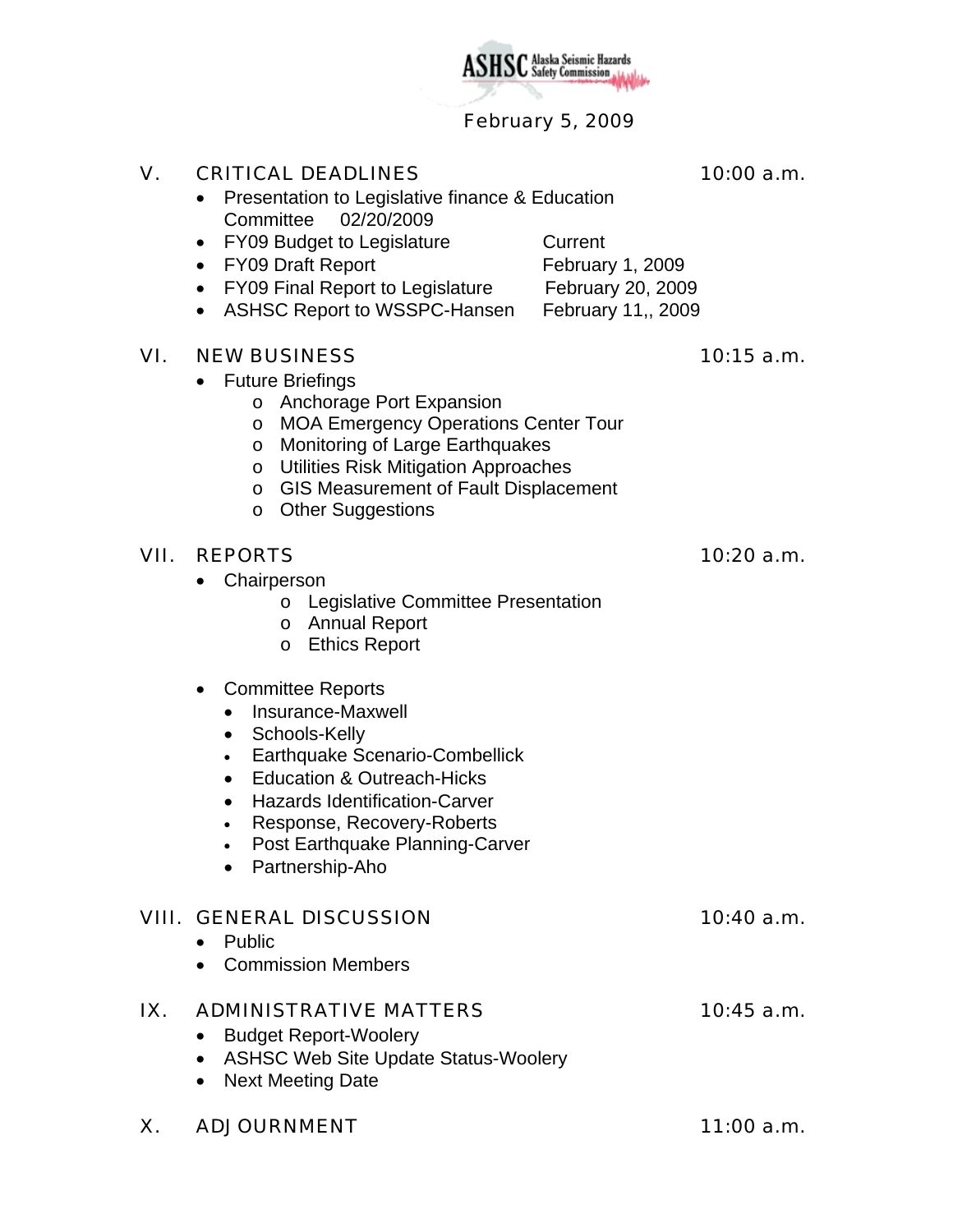February 5, 2009

## V. CRITICAL DEADLINES 10:00 a.m.

- Presentation to Legislative finance & Education Committee 02/20/2009
- FY09 Budget to Legislature Current
- FY09 Draft Report February 1, 2009
- FY09 Final Report to Legislature February 20, 2009
- ASHSC Report to WSSPC-Hansen February 11,, 2009

## VI. NEW BUSINESS 10:15 a.m.

- Future Briefings
  - Anchorage Port Expansion
  - MOA Emergency Operations Center Tour
  - Monitoring of Large Earthquakes
  - Utilities Risk Mitigation Approaches
  - GIS Measurement of Fault Displacement
  - Other Suggestions

## VII. REPORTS 10:20 a.m.

- Chairperson
  - Legislative Committee Presentation
  - Annual Report
  - Ethics Report

- Committee Reports
  - Insurance-Maxwell
  - Schools-Kelly
  - Earthquake Scenario-Combellick
  - Education & Outreach-Hicks
  - Hazards Identification-Carver
  - Response, Recovery-Roberts
  - Post Earthquake Planning-Carver
  - Partnership-Aho

## VIII. GENERAL DISCUSSION 10:40 a.m.

- Public
- Commission Members

## IX. ADMINISTRATIVE MATTERS 10:45 a.m.

- Budget Report-Woolery
- ASHSC Web Site Update Status-Woolery
- Next Meeting Date

## X. ADJOURNMENT 11:00 a.m.